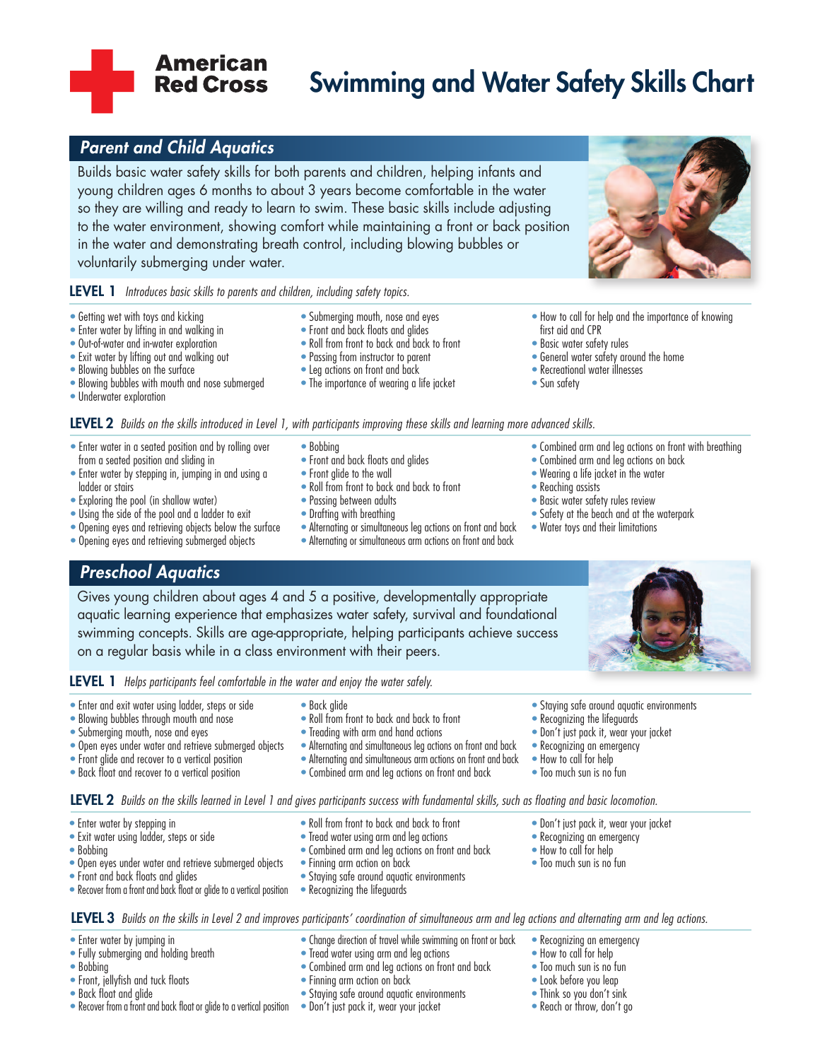# American Red Cross

# Swimming and Water Safety Skills Chart

## Parent and Child Aquatics

Builds basic water safety skills for both parents and children, helping infants and young children ages 6 months to about 3 years become comfortable in the water so they are willing and ready to learn to swim. These basic skills include adjusting to the water environment, showing comfort while maintaining a front or back position in the water and demonstrating breath control, including blowing bubbles or voluntarily submerging under water.

### LEVEL 1 *Introduces basic skills to parents and children, including safety topics.*

- Getting wet with toys and kicking
- Enter water by lifting in and walking in
- Out-of-water and in-water exploration
- Exit water by lifting out and walking out
- Blowing bubbles on the surface
- Blowing bubbles with mouth and nose submerged
- Underwater exploration
- Submerging mouth, nose and eyes
- Front and back floats and glides
- Roll from front to back and back to front
- Passing from instructor to parent
- Leg actions on front and back
- The importance of wearing a life jacket
- How to call for help and the importance of knowing first aid and CPR
- Basic water safety rules
- General water safety around the home
- Recreational water illnesses
- Sun safety

### LEVEL 2 *Builds on the skills introduced in Level 1, with participants improving these skills and learning more advanced skills.*

- Enter water in a seated position and by rolling over from a seated position and sliding in
- Enter water by stepping in, jumping in and using a ladder or stairs
- Exploring the pool (in shallow water)
- Using the side of the pool and a ladder to exit
- Opening eyes and retrieving objects below the surface
- Opening eyes and retrieving submerged objects
- Bobbing
- Front and back floats and glides
- Front glide to the wall
- Roll from front to back and back to front
- Passing between adults
- Drafting with breathing
- Alternating or simultaneous leg actions on front and back
- Alternating or simultaneous arm actions on front and back
- Combined arm and leg actions on front with breathing
- Combined arm and leg actions on back
- Wearing a life jacket in the water
- Reaching assists
- Basic water safety rules review
- Safety at the beach and at the waterpark
- Water toys and their limitations

## Preschool Aquatics

Gives young children about ages 4 and 5 a positive, developmentally appropriate aquatic learning experience that emphasizes water safety, survival and foundational swimming concepts. Skills are age-appropriate, helping participants achieve success on a regular basis while in a class environment with their peers.

### LEVEL 1 *Helps participants feel comfortable in the water and enjoy the water safely.*

- Enter and exit water using ladder, steps or side
- Blowing bubbles through mouth and nose
- Submerging mouth, nose and eyes
- Open eyes under water and retrieve submerged objects
- Front glide and recover to a vertical position
- Back float and recover to a vertical position
- Back glide
- Roll from front to back and back to front
- Treading with arm and hand actions
- Alternating and simultaneous leg actions on front and back
- Alternating and simultaneous arm actions on front and back
- Combined arm and leg actions on front and back
- Staying safe around aquatic environments
- Recognizing the lifeguards
- Don't just pack it, wear your jacket
- Recognizing an emergency
- How to call for help
- Too much sun is no fun

### LEVEL 2 *Builds on the skills learned in Level 1 and gives participants success with fundamental skills, such as floating and basic locomotion.*

- Enter water by stepping in
- Exit water using ladder, steps or side
- Bobbing
- Open eyes under water and retrieve submerged objects
- Front and back floats and glides
- Recover from a front and back float or glide to a vertical position
- Roll from front to back and back to front
- Tread water using arm and leg actions
- Combined arm and leg actions on front and back
- Finning arm action on back
- Staying safe around aquatic environments
- Recognizing the lifeguards
- Don't just pack it, wear your jacket
- Recognizing an emergency
- How to call for help
- Too much sun is no fun

### LEVEL 3 *Builds on the skills in Level 2 and improves participants' coordination of simultaneous arm and leg actions and alternating arm and leg actions.*

- Enter water by jumping in
- Fully submerging and holding breath
- Bobbing
- Front, jellyfish and tuck floats
- Back float and glide
- Recover from a front and back float or glide to a vertical position
- Change direction of travel while swimming on front or back
- Tread water using arm and leg actions
- Combined arm and leg actions on front and back
- Finning arm action on back
- Staying safe around aquatic environments
- Don't just pack it, wear your jacket
- Recognizing an emergency
- How to call for help
- Too much sun is no fun
- Look before you leap
- Think so you don't sink
- Reach or throw, don't go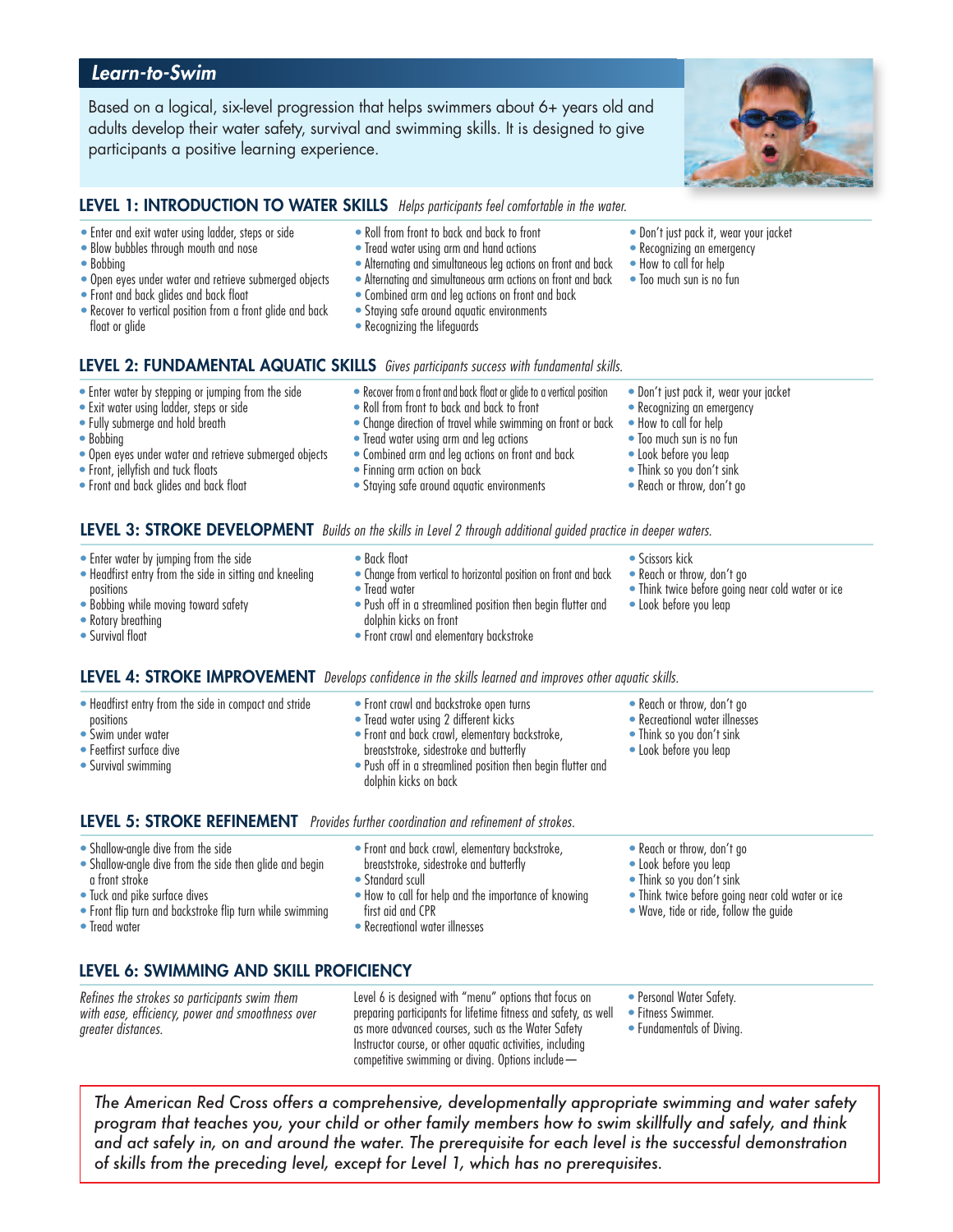## Learn-to-Swim

Based on a logical, six-level progression that helps swimmers about 6+ years old and adults develop their water safety, survival and swimming skills. It is designed to give participants a positive learning experience.

### LEVEL 1: INTRODUCTION TO WATER SKILLS *Helps participants feel comfortable in the water.*

- Enter and exit water using ladder, steps or side
- Blow bubbles through mouth and nose
- Bobbing
- Open eyes under water and retrieve submerged objects
- Front and back glides and back float
- Recover to vertical position from a front glide and back float or glide
- Roll from front to back and back to front
- Tread water using arm and hand actions
- Alternating and simultaneous leg actions on front and back
- Alternating and simultaneous arm actions on front and back
- Combined arm and leg actions on front and back
- Staying safe around aquatic environments
- Recognizing the lifeguards
- Don't just pack it, wear your jacket
- Recognizing an emergency
- How to call for help
- Too much sun is no fun

### LEVEL 2: FUNDAMENTAL AQUATIC SKILLS *Gives participants success with fundamental skills.*

- Enter water by stepping or jumping from the side
- Exit water using ladder, steps or side
- Fully submerge and hold breath
- Bobbing
- Open eyes under water and retrieve submerged objects
- Front, jellyfish and tuck floats
- Front and back glides and back float
- Recover from a front and back float or glide to a vertical position
- Roll from front to back and back to front
- Change direction of travel while swimming on front or back
- Tread water using arm and leg actions
- Combined arm and leg actions on front and back
- Finning arm action on back
- Staying safe around aquatic environments
- Don't just pack it, wear your jacket
- Recognizing an emergency
- How to call for help
- Too much sun is no fun
- Look before you leap
- Think so you don't sink
- Reach or throw, don't go

### LEVEL 3: STROKE DEVELOPMENT *Builds on the skills in Level 2 through additional guided practice in deeper waters.*

- Enter water by jumping from the side
- Headfirst entry from the side in sitting and kneeling positions
- Bobbing while moving toward safety
- Rotary breathing
- Survival float
- Back float
- Change from vertical to horizontal position on front and back
- Tread water
- Push off in a streamlined position then begin flutter and dolphin kicks on front
- Front crawl and elementary backstroke
- Scissors kick
- Reach or throw, don't go
- Think twice before going near cold water or ice
- Look before you leap

### LEVEL 4: STROKE IMPROVEMENT *Develops confidence in the skills learned and improves other aquatic skills.*

- Headfirst entry from the side in compact and stride positions
- Swim under water
- Feetfirst surface dive
- Survival swimming
- Front crawl and backstroke open turns
- Tread water using 2 different kicks
- Front and back crawl, elementary backstroke, breaststroke, sidestroke and butterfly
- Push off in a streamlined position then begin flutter and dolphin kicks on back
- Reach or throw, don't go
- Recreational water illnesses
- Think so you don't sink
- Look before you leap

### LEVEL 5: STROKE REFINEMENT *Provides further coordination and refinement of strokes.*

- Shallow-angle dive from the side
- Shallow-angle dive from the side then glide and begin a front stroke
- Tuck and pike surface dives
- Front flip turn and backstroke flip turn while swimming
- Tread water
- Front and back crawl, elementary backstroke, breaststroke, sidestroke and butterfly
- Standard scull
- How to call for help and the importance of knowing first aid and CPR
- Recreational water illnesses
- Reach or throw, don't go
- Look before you leap
- Think so you don't sink
- Think twice before going near cold water or ice
- Wave, tide or ride, follow the guide

### LEVEL 6: SWIMMING AND SKILL PROFICIENCY

*Refines the strokes so participants swim them with ease, efficiency, power and smoothness over greater distances.*

Level 6 is designed with "menu" options that focus on preparing participants for lifetime fitness and safety, as well as more advanced courses, such as the Water Safety Instructor course, or other aquatic activities, including competitive swimming or diving. Options include—

- Personal Water Safety.
- Fitness Swimmer.
- Fundamentals of Diving.

*The American Red Cross offers a comprehensive, developmentally appropriate swimming and water safety program that teaches you, your child or other family members how to swim skillfully and safely, and think and act safely in, on and around the water. The prerequisite for each level is the successful demonstration of skills from the preceding level, except for Level 1, which has no prerequisites.*